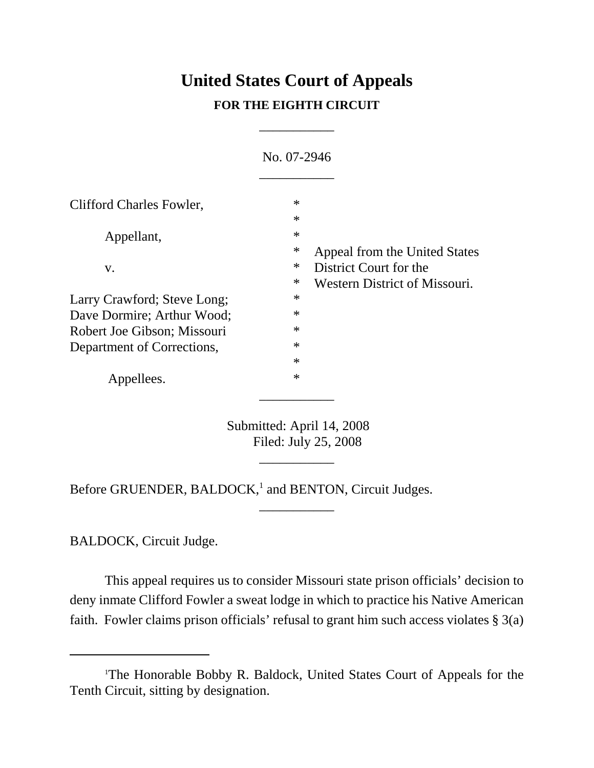# United States Court of Appeals

## FOR THE EIGHTH CIRCUIT

---

No. 07-2946

---

| | | |
|---|---|---|
| Clifford Charles Fowler, | * | |
| | * | |
| Appellant, | * | |
| | * | Appeal from the United States |
| v. | * | District Court for the |
| | * | Western District of Missouri. |
| Larry Crawford; Steve Long; | * | |
| Dave Dormire; Arthur Wood; | * | |
| Robert Joe Gibson; Missouri | * | |
| Department of Corrections, | * | |
| | * | |
| Appellees. | * | |

---

Submitted: April 14, 2008
Filed: July 25, 2008

---

Before GRUENDER, BALDOCK,[1] and BENTON, Circuit Judges.

---

BALDOCK, Circuit Judge.

This appeal requires us to consider Missouri state prison officials' decision to deny inmate Clifford Fowler a sweat lodge in which to practice his Native American faith. Fowler claims prison officials' refusal to grant him such access violates § 3(a)

---

[1]The Honorable Bobby R. Baldock, United States Court of Appeals for the Tenth Circuit, sitting by designation.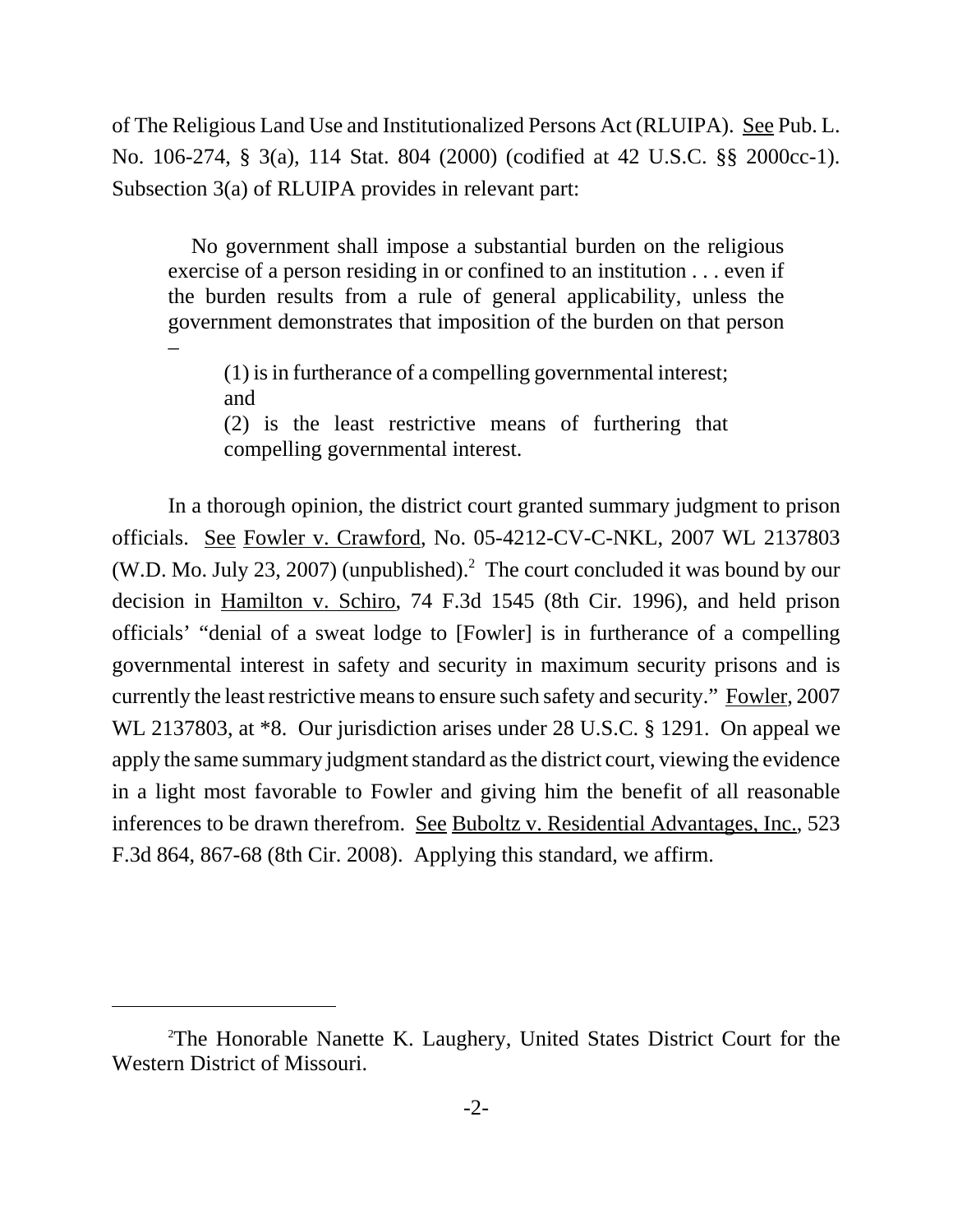of The Religious Land Use and Institutionalized Persons Act (RLUIPA). See Pub. L. No. 106-274, § 3(a), 114 Stat. 804 (2000) (codified at 42 U.S.C. §§ 2000cc-1). Subsection 3(a) of RLUIPA provides in relevant part:

> No government shall impose a substantial burden on the religious exercise of a person residing in or confined to an institution . . . even if the burden results from a rule of general applicability, unless the government demonstrates that imposition of the burden on that person –
>
> > (1) is in furtherance of a compelling governmental interest; and
> >
> > (2) is the least restrictive means of furthering that compelling governmental interest.

In a thorough opinion, the district court granted summary judgment to prison officials. See Fowler v. Crawford, No. 05-4212-CV-C-NKL, 2007 WL 2137803 (W.D. Mo. July 23, 2007) (unpublished).[2] The court concluded it was bound by our decision in Hamilton v. Schiro, 74 F.3d 1545 (8th Cir. 1996), and held prison officials' "denial of a sweat lodge to [Fowler] is in furtherance of a compelling governmental interest in safety and security in maximum security prisons and is currently the least restrictive means to ensure such safety and security." Fowler, 2007 WL 2137803, at *8. Our jurisdiction arises under 28 U.S.C. § 1291. On appeal we apply the same summary judgment standard as the district court, viewing the evidence in a light most favorable to Fowler and giving him the benefit of all reasonable inferences to be drawn therefrom. See Buboltz v. Residential Advantages, Inc., 523 F.3d 864, 867-68 (8th Cir. 2008). Applying this standard, we affirm.

---

[2]The Honorable Nanette K. Laughery, United States District Court for the Western District of Missouri.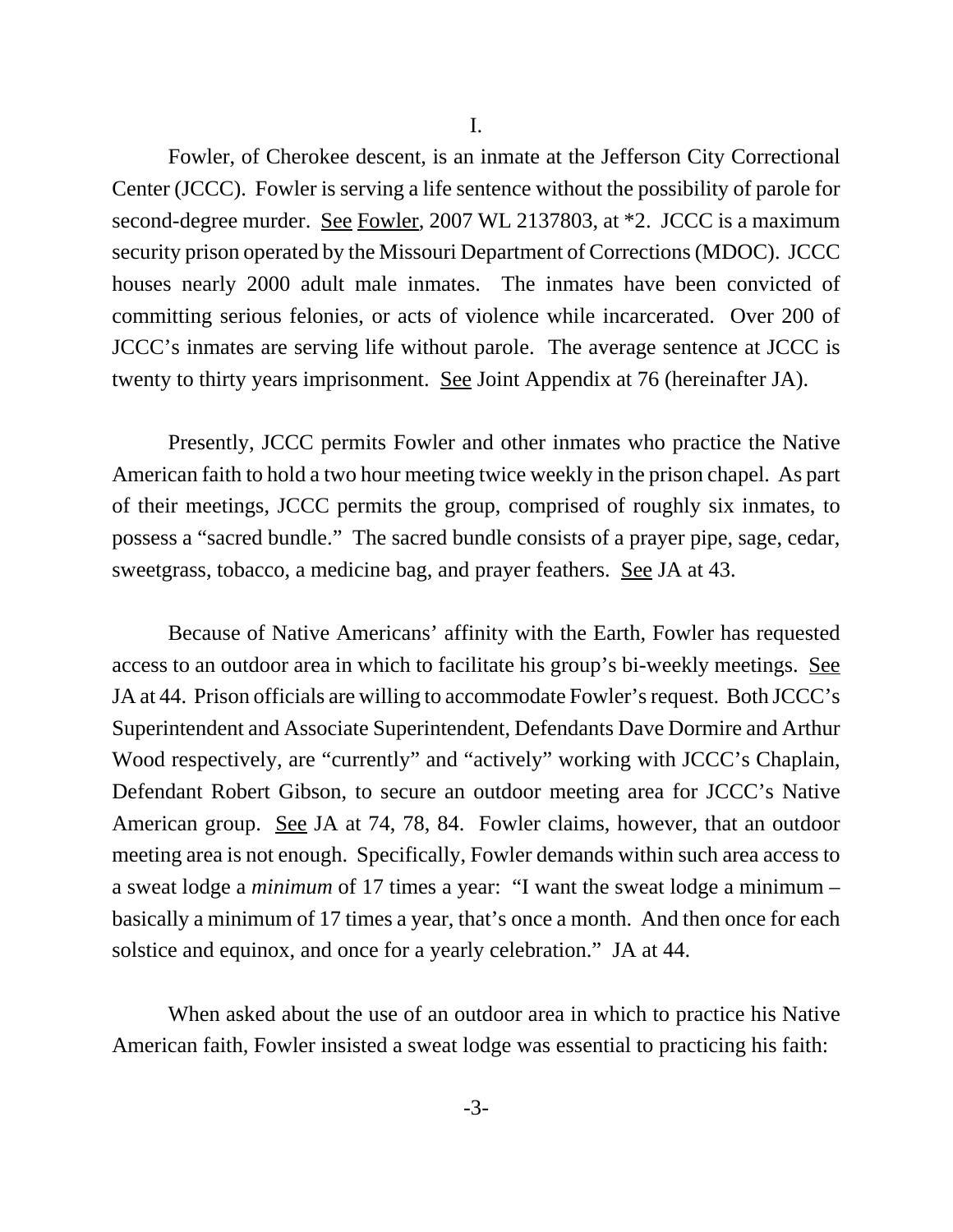I.

Fowler, of Cherokee descent, is an inmate at the Jefferson City Correctional Center (JCCC). Fowler is serving a life sentence without the possibility of parole for second-degree murder. See Fowler, 2007 WL 2137803, at *2. JCCC is a maximum security prison operated by the Missouri Department of Corrections (MDOC). JCCC houses nearly 2000 adult male inmates. The inmates have been convicted of committing serious felonies, or acts of violence while incarcerated. Over 200 of JCCC's inmates are serving life without parole. The average sentence at JCCC is twenty to thirty years imprisonment. See Joint Appendix at 76 (hereinafter JA).

Presently, JCCC permits Fowler and other inmates who practice the Native American faith to hold a two hour meeting twice weekly in the prison chapel. As part of their meetings, JCCC permits the group, comprised of roughly six inmates, to possess a "sacred bundle." The sacred bundle consists of a prayer pipe, sage, cedar, sweetgrass, tobacco, a medicine bag, and prayer feathers. See JA at 43.

Because of Native Americans' affinity with the Earth, Fowler has requested access to an outdoor area in which to facilitate his group's bi-weekly meetings. See JA at 44. Prison officials are willing to accommodate Fowler's request. Both JCCC's Superintendent and Associate Superintendent, Defendants Dave Dormire and Arthur Wood respectively, are "currently" and "actively" working with JCCC's Chaplain, Defendant Robert Gibson, to secure an outdoor meeting area for JCCC's Native American group. See JA at 74, 78, 84. Fowler claims, however, that an outdoor meeting area is not enough. Specifically, Fowler demands within such area access to a sweat lodge a *minimum* of 17 times a year: "I want the sweat lodge a minimum – basically a minimum of 17 times a year, that's once a month. And then once for each solstice and equinox, and once for a yearly celebration." JA at 44.

When asked about the use of an outdoor area in which to practice his Native American faith, Fowler insisted a sweat lodge was essential to practicing his faith: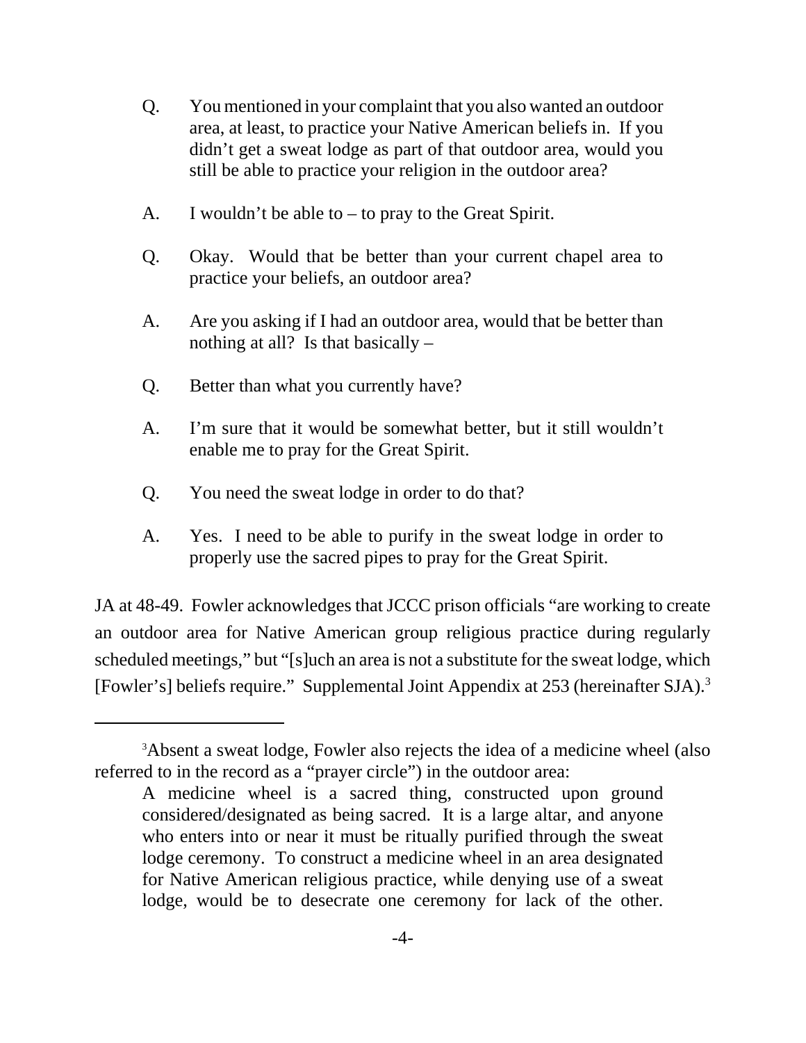Q. You mentioned in your complaint that you also wanted an outdoor area, at least, to practice your Native American beliefs in. If you didn't get a sweat lodge as part of that outdoor area, would you still be able to practice your religion in the outdoor area?

A. I wouldn't be able to – to pray to the Great Spirit.

Q. Okay. Would that be better than your current chapel area to practice your beliefs, an outdoor area?

A. Are you asking if I had an outdoor area, would that be better than nothing at all? Is that basically –

Q. Better than what you currently have?

A. I'm sure that it would be somewhat better, but it still wouldn't enable me to pray for the Great Spirit.

Q. You need the sweat lodge in order to do that?

A. Yes. I need to be able to purify in the sweat lodge in order to properly use the sacred pipes to pray for the Great Spirit.

JA at 48-49. Fowler acknowledges that JCCC prison officials "are working to create an outdoor area for Native American group religious practice during regularly scheduled meetings," but "[s]uch an area is not a substitute for the sweat lodge, which [Fowler's] beliefs require." Supplemental Joint Appendix at 253 (hereinafter SJA).[3]

---

[3]Absent a sweat lodge, Fowler also rejects the idea of a medicine wheel (also referred to in the record as a "prayer circle") in the outdoor area:

> A medicine wheel is a sacred thing, constructed upon ground considered/designated as being sacred. It is a large altar, and anyone who enters into or near it must be ritually purified through the sweat lodge ceremony. To construct a medicine wheel in an area designated for Native American religious practice, while denying use of a sweat lodge, would be to desecrate one ceremony for lack of the other.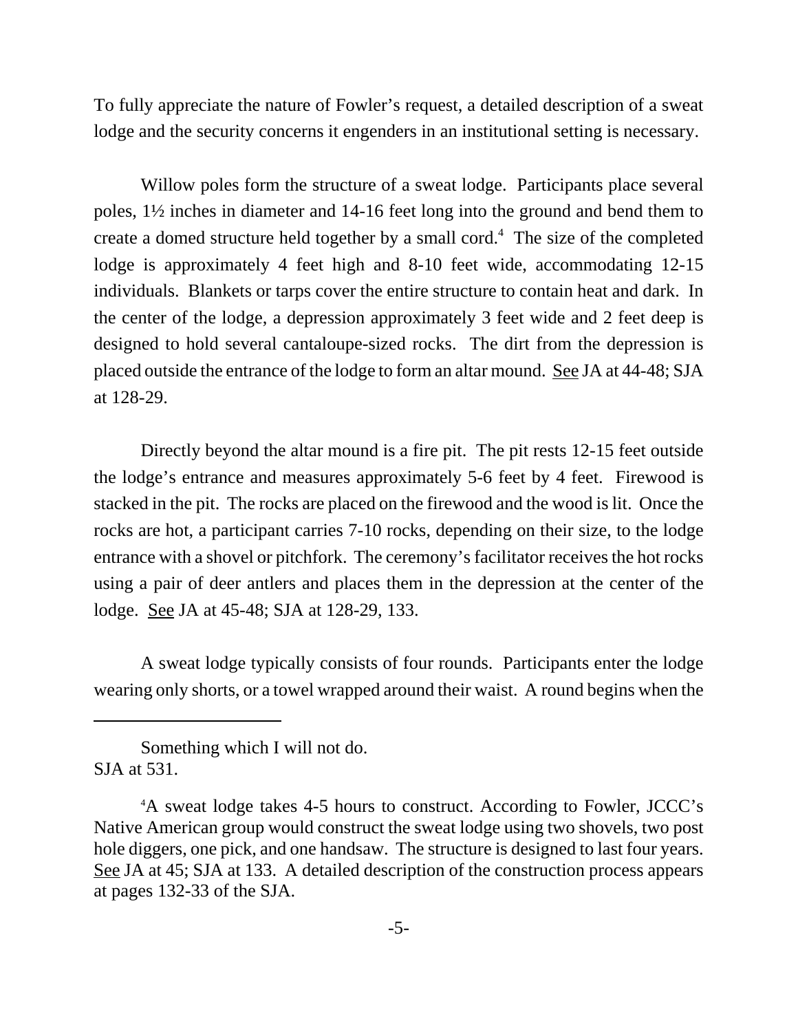To fully appreciate the nature of Fowler's request, a detailed description of a sweat lodge and the security concerns it engenders in an institutional setting is necessary.

Willow poles form the structure of a sweat lodge. Participants place several poles, 1½ inches in diameter and 14-16 feet long into the ground and bend them to create a domed structure held together by a small cord.[4] The size of the completed lodge is approximately 4 feet high and 8-10 feet wide, accommodating 12-15 individuals. Blankets or tarps cover the entire structure to contain heat and dark. In the center of the lodge, a depression approximately 3 feet wide and 2 feet deep is designed to hold several cantaloupe-sized rocks. The dirt from the depression is placed outside the entrance of the lodge to form an altar mound. See JA at 44-48; SJA at 128-29.

Directly beyond the altar mound is a fire pit. The pit rests 12-15 feet outside the lodge's entrance and measures approximately 5-6 feet by 4 feet. Firewood is stacked in the pit. The rocks are placed on the firewood and the wood is lit. Once the rocks are hot, a participant carries 7-10 rocks, depending on their size, to the lodge entrance with a shovel or pitchfork. The ceremony's facilitator receives the hot rocks using a pair of deer antlers and places them in the depression at the center of the lodge. See JA at 45-48; SJA at 128-29, 133.

A sweat lodge typically consists of four rounds. Participants enter the lodge wearing only shorts, or a towel wrapped around their waist. A round begins when the

---

Something which I will not do.
SJA at 531.

[4]A sweat lodge takes 4-5 hours to construct. According to Fowler, JCCC's Native American group would construct the sweat lodge using two shovels, two post hole diggers, one pick, and one handsaw. The structure is designed to last four years. See JA at 45; SJA at 133. A detailed description of the construction process appears at pages 132-33 of the SJA.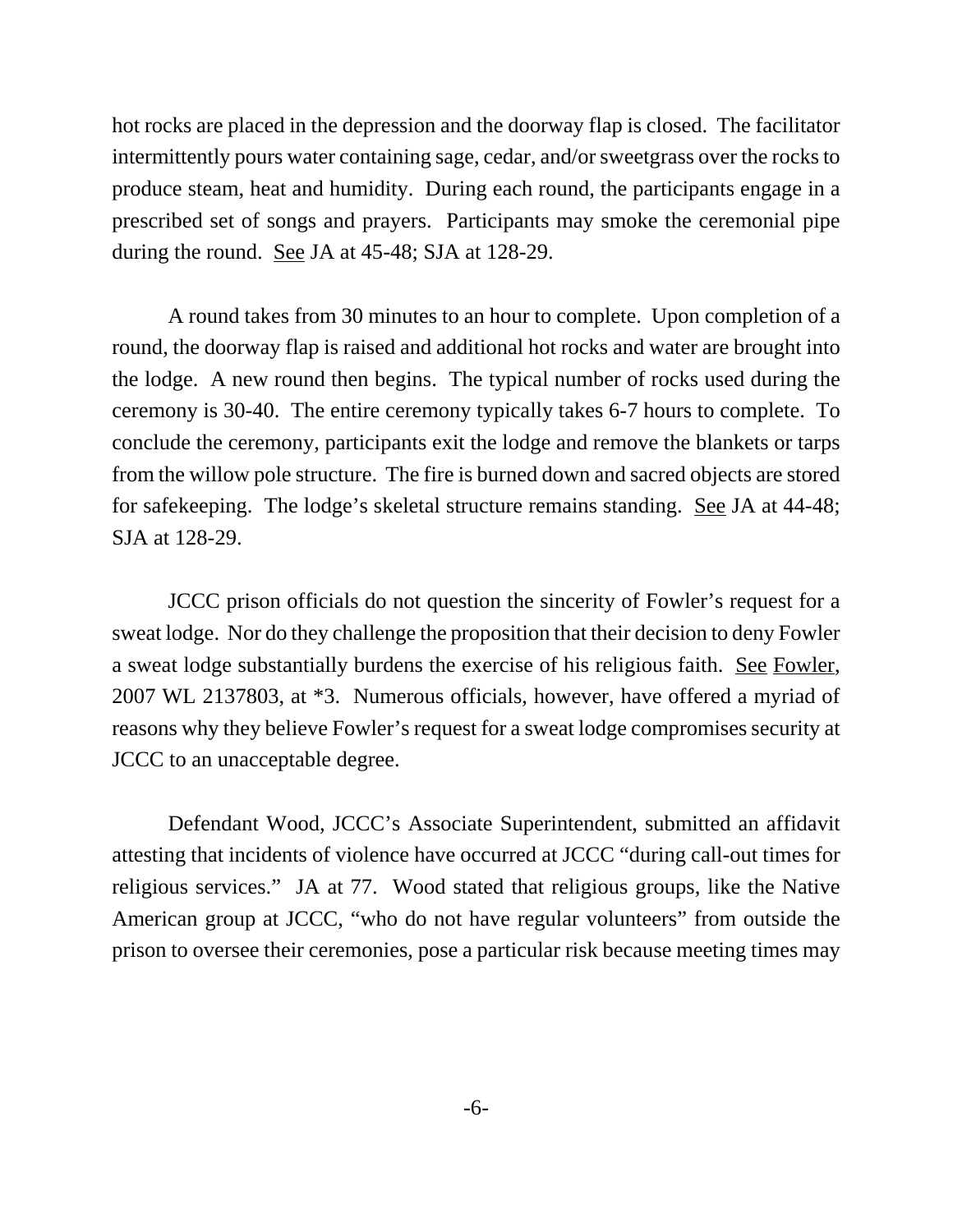hot rocks are placed in the depression and the doorway flap is closed. The facilitator intermittently pours water containing sage, cedar, and/or sweetgrass over the rocks to produce steam, heat and humidity. During each round, the participants engage in a prescribed set of songs and prayers. Participants may smoke the ceremonial pipe during the round. See JA at 45-48; SJA at 128-29.

A round takes from 30 minutes to an hour to complete. Upon completion of a round, the doorway flap is raised and additional hot rocks and water are brought into the lodge. A new round then begins. The typical number of rocks used during the ceremony is 30-40. The entire ceremony typically takes 6-7 hours to complete. To conclude the ceremony, participants exit the lodge and remove the blankets or tarps from the willow pole structure. The fire is burned down and sacred objects are stored for safekeeping. The lodge's skeletal structure remains standing. See JA at 44-48; SJA at 128-29.

JCCC prison officials do not question the sincerity of Fowler's request for a sweat lodge. Nor do they challenge the proposition that their decision to deny Fowler a sweat lodge substantially burdens the exercise of his religious faith. See Fowler, 2007 WL 2137803, at *3. Numerous officials, however, have offered a myriad of reasons why they believe Fowler's request for a sweat lodge compromises security at JCCC to an unacceptable degree.

Defendant Wood, JCCC's Associate Superintendent, submitted an affidavit attesting that incidents of violence have occurred at JCCC "during call-out times for religious services." JA at 77. Wood stated that religious groups, like the Native American group at JCCC, "who do not have regular volunteers" from outside the prison to oversee their ceremonies, pose a particular risk because meeting times may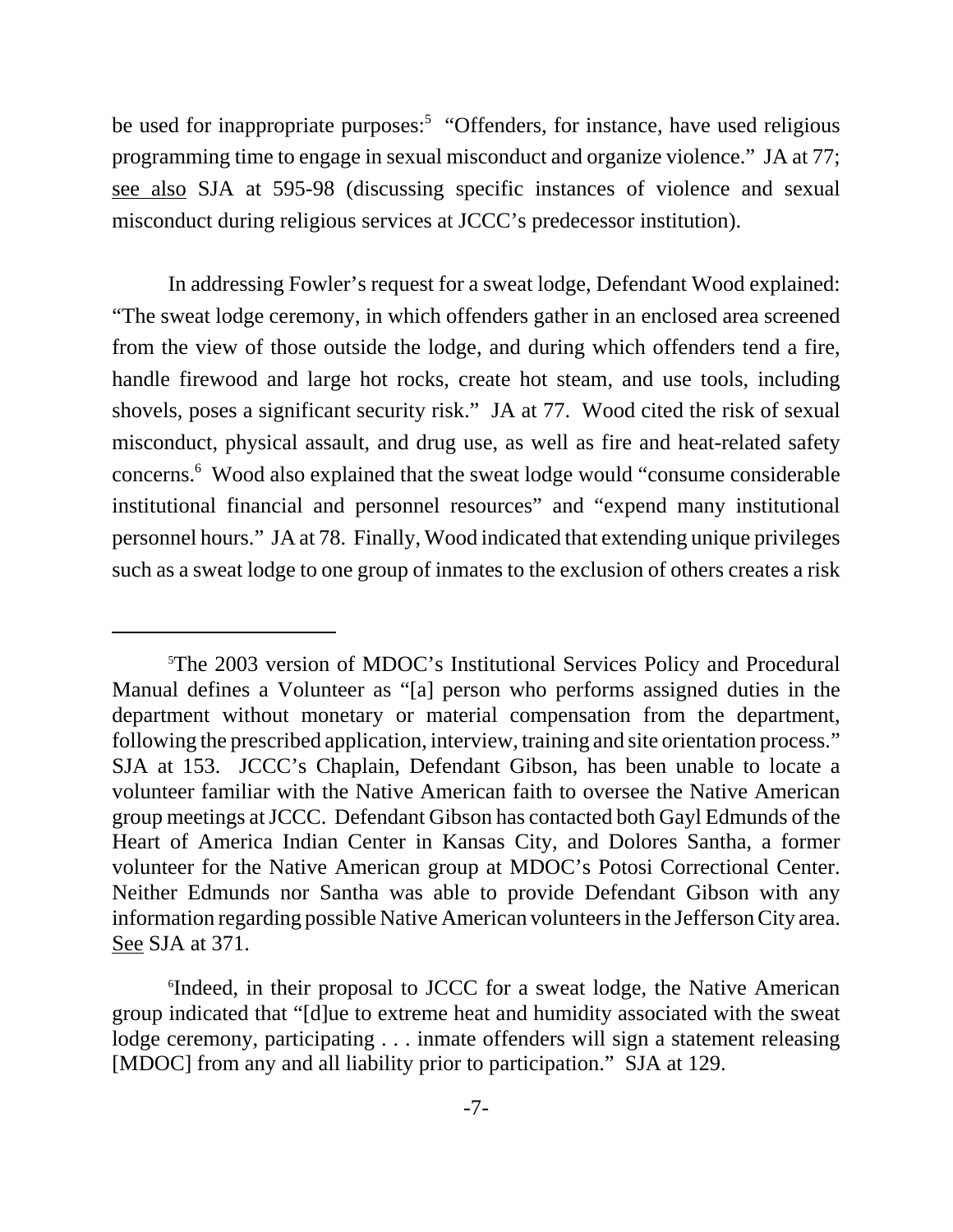be used for inappropriate purposes:[5] "Offenders, for instance, have used religious programming time to engage in sexual misconduct and organize violence." JA at 77; see also SJA at 595-98 (discussing specific instances of violence and sexual misconduct during religious services at JCCC's predecessor institution).

In addressing Fowler's request for a sweat lodge, Defendant Wood explained: "The sweat lodge ceremony, in which offenders gather in an enclosed area screened from the view of those outside the lodge, and during which offenders tend a fire, handle firewood and large hot rocks, create hot steam, and use tools, including shovels, poses a significant security risk." JA at 77. Wood cited the risk of sexual misconduct, physical assault, and drug use, as well as fire and heat-related safety concerns.[6] Wood also explained that the sweat lodge would "consume considerable institutional financial and personnel resources" and "expend many institutional personnel hours." JA at 78. Finally, Wood indicated that extending unique privileges such as a sweat lodge to one group of inmates to the exclusion of others creates a risk

---

[5]The 2003 version of MDOC's Institutional Services Policy and Procedural Manual defines a Volunteer as "[a] person who performs assigned duties in the department without monetary or material compensation from the department, following the prescribed application, interview, training and site orientation process." SJA at 153. JCCC's Chaplain, Defendant Gibson, has been unable to locate a volunteer familiar with the Native American faith to oversee the Native American group meetings at JCCC. Defendant Gibson has contacted both Gayl Edmunds of the Heart of America Indian Center in Kansas City, and Dolores Santha, a former volunteer for the Native American group at MDOC's Potosi Correctional Center. Neither Edmunds nor Santha was able to provide Defendant Gibson with any information regarding possible Native American volunteers in the Jefferson City area. See SJA at 371.

[6]Indeed, in their proposal to JCCC for a sweat lodge, the Native American group indicated that "[d]ue to extreme heat and humidity associated with the sweat lodge ceremony, participating . . . inmate offenders will sign a statement releasing [MDOC] from any and all liability prior to participation." SJA at 129.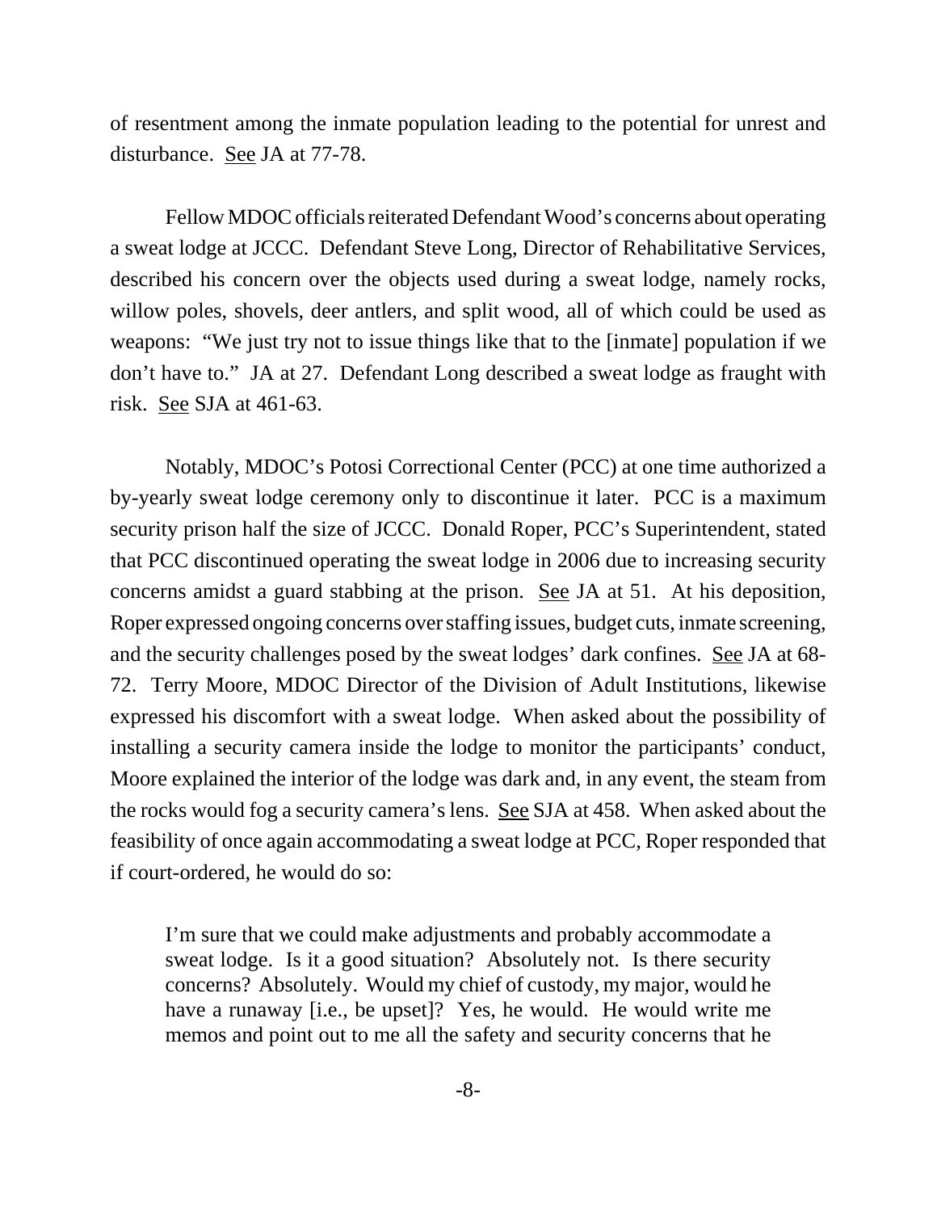of resentment among the inmate population leading to the potential for unrest and disturbance. See JA at 77-78.

Fellow MDOC officials reiterated Defendant Wood's concerns about operating a sweat lodge at JCCC. Defendant Steve Long, Director of Rehabilitative Services, described his concern over the objects used during a sweat lodge, namely rocks, willow poles, shovels, deer antlers, and split wood, all of which could be used as weapons: "We just try not to issue things like that to the [inmate] population if we don't have to." JA at 27. Defendant Long described a sweat lodge as fraught with risk. See SJA at 461-63.

Notably, MDOC's Potosi Correctional Center (PCC) at one time authorized a by-yearly sweat lodge ceremony only to discontinue it later. PCC is a maximum security prison half the size of JCCC. Donald Roper, PCC's Superintendent, stated that PCC discontinued operating the sweat lodge in 2006 due to increasing security concerns amidst a guard stabbing at the prison. See JA at 51. At his deposition, Roper expressed ongoing concerns over staffing issues, budget cuts, inmate screening, and the security challenges posed by the sweat lodges' dark confines. See JA at 68-72. Terry Moore, MDOC Director of the Division of Adult Institutions, likewise expressed his discomfort with a sweat lodge. When asked about the possibility of installing a security camera inside the lodge to monitor the participants' conduct, Moore explained the interior of the lodge was dark and, in any event, the steam from the rocks would fog a security camera's lens. See SJA at 458. When asked about the feasibility of once again accommodating a sweat lodge at PCC, Roper responded that if court-ordered, he would do so:

> I'm sure that we could make adjustments and probably accommodate a sweat lodge. Is it a good situation? Absolutely not. Is there security concerns? Absolutely. Would my chief of custody, my major, would he have a runaway [i.e., be upset]? Yes, he would. He would write me memos and point out to me all the safety and security concerns that he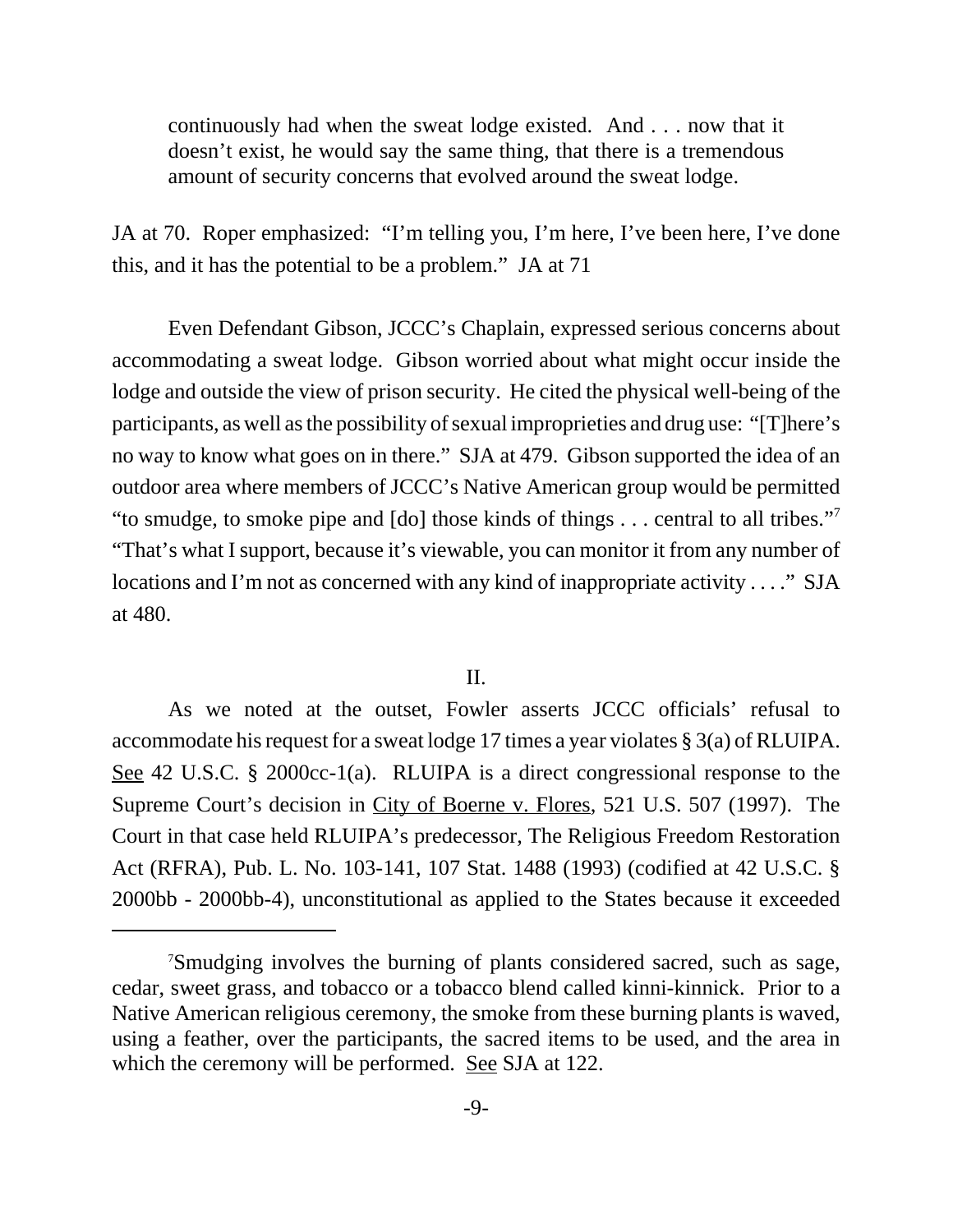> continuously had when the sweat lodge existed. And . . . now that it doesn't exist, he would say the same thing, that there is a tremendous amount of security concerns that evolved around the sweat lodge.

JA at 70. Roper emphasized: "I'm telling you, I'm here, I've been here, I've done this, and it has the potential to be a problem." JA at 71

Even Defendant Gibson, JCCC's Chaplain, expressed serious concerns about accommodating a sweat lodge. Gibson worried about what might occur inside the lodge and outside the view of prison security. He cited the physical well-being of the participants, as well as the possibility of sexual improprieties and drug use: "[T]here's no way to know what goes on in there." SJA at 479. Gibson supported the idea of an outdoor area where members of JCCC's Native American group would be permitted "to smudge, to smoke pipe and [do] those kinds of things . . . central to all tribes."[7] "That's what I support, because it's viewable, you can monitor it from any number of locations and I'm not as concerned with any kind of inappropriate activity . . . ." SJA at 480.

## II.

As we noted at the outset, Fowler asserts JCCC officials' refusal to accommodate his request for a sweat lodge 17 times a year violates § 3(a) of RLUIPA. See 42 U.S.C. § 2000cc-1(a). RLUIPA is a direct congressional response to the Supreme Court's decision in City of Boerne v. Flores, 521 U.S. 507 (1997). The Court in that case held RLUIPA's predecessor, The Religious Freedom Restoration Act (RFRA), Pub. L. No. 103-141, 107 Stat. 1488 (1993) (codified at 42 U.S.C. § 2000bb - 2000bb-4), unconstitutional as applied to the States because it exceeded

---

[7] Smudging involves the burning of plants considered sacred, such as sage, cedar, sweet grass, and tobacco or a tobacco blend called kinni-kinnick. Prior to a Native American religious ceremony, the smoke from these burning plants is waved, using a feather, over the participants, the sacred items to be used, and the area in which the ceremony will be performed. See SJA at 122.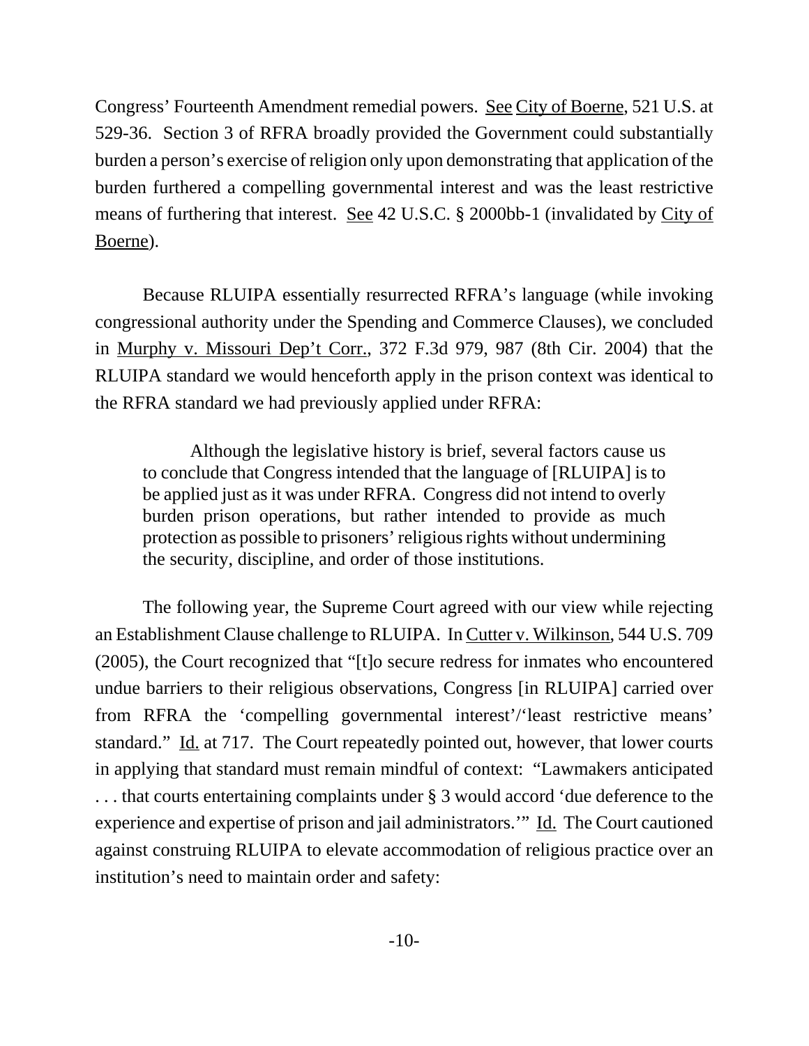Congress' Fourteenth Amendment remedial powers. See City of Boerne, 521 U.S. at 529-36. Section 3 of RFRA broadly provided the Government could substantially burden a person's exercise of religion only upon demonstrating that application of the burden furthered a compelling governmental interest and was the least restrictive means of furthering that interest. See 42 U.S.C. § 2000bb-1 (invalidated by City of Boerne).

Because RLUIPA essentially resurrected RFRA's language (while invoking congressional authority under the Spending and Commerce Clauses), we concluded in Murphy v. Missouri Dep't Corr., 372 F.3d 979, 987 (8th Cir. 2004) that the RLUIPA standard we would henceforth apply in the prison context was identical to the RFRA standard we had previously applied under RFRA:

> Although the legislative history is brief, several factors cause us to conclude that Congress intended that the language of [RLUIPA] is to be applied just as it was under RFRA. Congress did not intend to overly burden prison operations, but rather intended to provide as much protection as possible to prisoners' religious rights without undermining the security, discipline, and order of those institutions.

The following year, the Supreme Court agreed with our view while rejecting an Establishment Clause challenge to RLUIPA. In Cutter v. Wilkinson, 544 U.S. 709 (2005), the Court recognized that "[t]o secure redress for inmates who encountered undue barriers to their religious observations, Congress [in RLUIPA] carried over from RFRA the 'compelling governmental interest'/'least restrictive means' standard." Id. at 717. The Court repeatedly pointed out, however, that lower courts in applying that standard must remain mindful of context: "Lawmakers anticipated . . . that courts entertaining complaints under § 3 would accord 'due deference to the experience and expertise of prison and jail administrators.'" Id. The Court cautioned against construing RLUIPA to elevate accommodation of religious practice over an institution's need to maintain order and safety: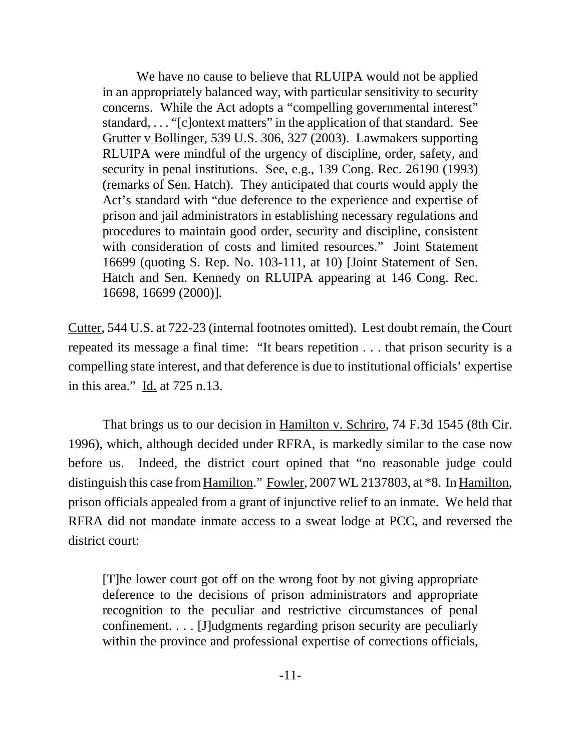> We have no cause to believe that RLUIPA would not be applied in an appropriately balanced way, with particular sensitivity to security concerns. While the Act adopts a "compelling governmental interest" standard, . . . "[c]ontext matters" in the application of that standard. See Grutter v Bollinger, 539 U.S. 306, 327 (2003). Lawmakers supporting RLUIPA were mindful of the urgency of discipline, order, safety, and security in penal institutions. See, e.g., 139 Cong. Rec. 26190 (1993) (remarks of Sen. Hatch). They anticipated that courts would apply the Act's standard with "due deference to the experience and expertise of prison and jail administrators in establishing necessary regulations and procedures to maintain good order, security and discipline, consistent with consideration of costs and limited resources." Joint Statement 16699 (quoting S. Rep. No. 103-111, at 10) [Joint Statement of Sen. Hatch and Sen. Kennedy on RLUIPA appearing at 146 Cong. Rec. 16698, 16699 (2000)].

Cutter, 544 U.S. at 722-23 (internal footnotes omitted). Lest doubt remain, the Court repeated its message a final time: "It bears repetition . . . that prison security is a compelling state interest, and that deference is due to institutional officials' expertise in this area." Id. at 725 n.13.

That brings us to our decision in Hamilton v. Schriro, 74 F.3d 1545 (8th Cir. 1996), which, although decided under RFRA, is markedly similar to the case now before us. Indeed, the district court opined that "no reasonable judge could distinguish this case from Hamilton." Fowler, 2007 WL 2137803, at *8. In Hamilton, prison officials appealed from a grant of injunctive relief to an inmate. We held that RFRA did not mandate inmate access to a sweat lodge at PCC, and reversed the district court:

> [T]he lower court got off on the wrong foot by not giving appropriate deference to the decisions of prison administrators and appropriate recognition to the peculiar and restrictive circumstances of penal confinement. . . . [J]udgments regarding prison security are peculiarly within the province and professional expertise of corrections officials,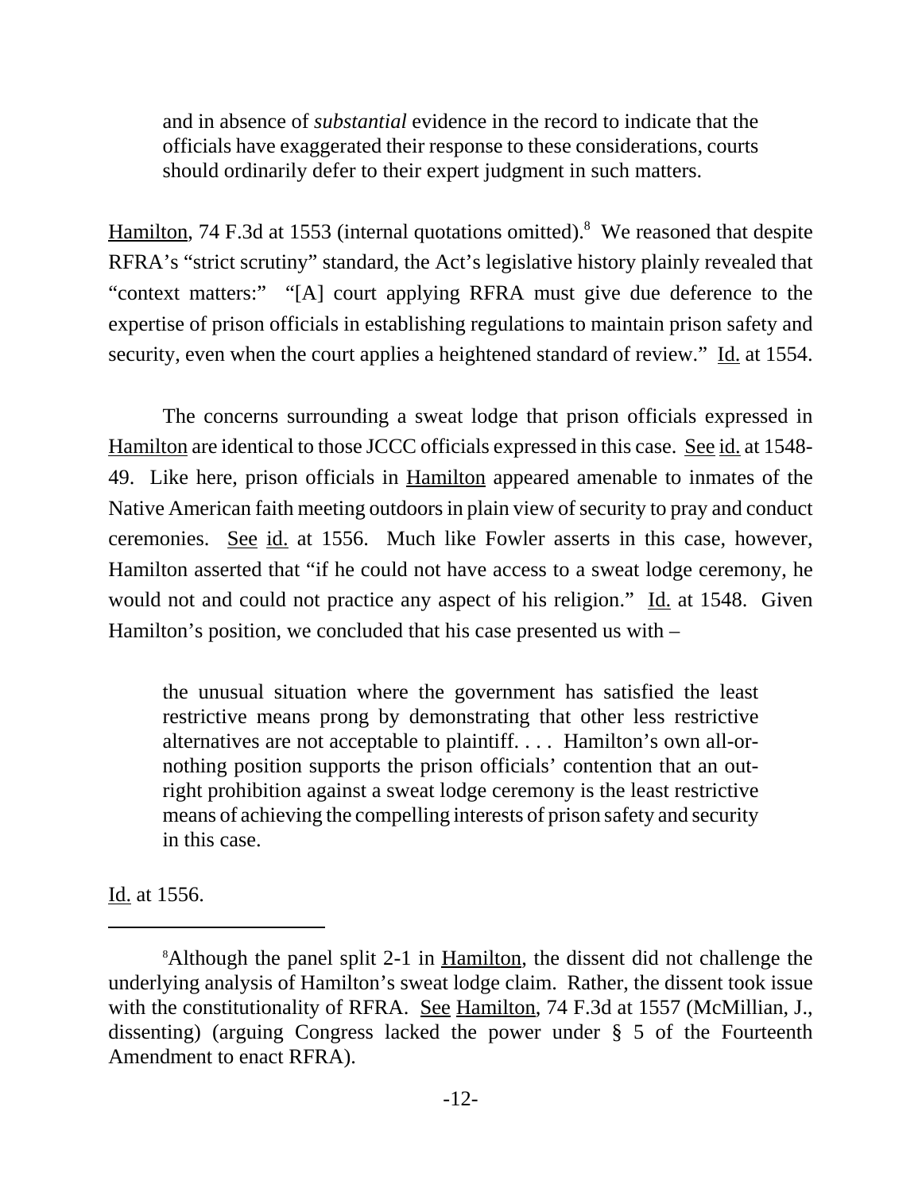> and in absence of *substantial* evidence in the record to indicate that the officials have exaggerated their response to these considerations, courts should ordinarily defer to their expert judgment in such matters.

Hamilton, 74 F.3d at 1553 (internal quotations omitted).[8] We reasoned that despite RFRA's "strict scrutiny" standard, the Act's legislative history plainly revealed that "context matters:" "[A] court applying RFRA must give due deference to the expertise of prison officials in establishing regulations to maintain prison safety and security, even when the court applies a heightened standard of review." Id. at 1554.

The concerns surrounding a sweat lodge that prison officials expressed in Hamilton are identical to those JCCC officials expressed in this case. See id. at 1548-49. Like here, prison officials in Hamilton appeared amenable to inmates of the Native American faith meeting outdoors in plain view of security to pray and conduct ceremonies. See id. at 1556. Much like Fowler asserts in this case, however, Hamilton asserted that "if he could not have access to a sweat lodge ceremony, he would not and could not practice any aspect of his religion." Id. at 1548. Given Hamilton's position, we concluded that his case presented us with –

> the unusual situation where the government has satisfied the least restrictive means prong by demonstrating that other less restrictive alternatives are not acceptable to plaintiff. . . . Hamilton's own all-or-nothing position supports the prison officials' contention that an outright prohibition against a sweat lodge ceremony is the least restrictive means of achieving the compelling interests of prison safety and security in this case.

Id. at 1556.

---

[8] Although the panel split 2-1 in Hamilton, the dissent did not challenge the underlying analysis of Hamilton's sweat lodge claim. Rather, the dissent took issue with the constitutionality of RFRA. See Hamilton, 74 F.3d at 1557 (McMillian, J., dissenting) (arguing Congress lacked the power under § 5 of the Fourteenth Amendment to enact RFRA).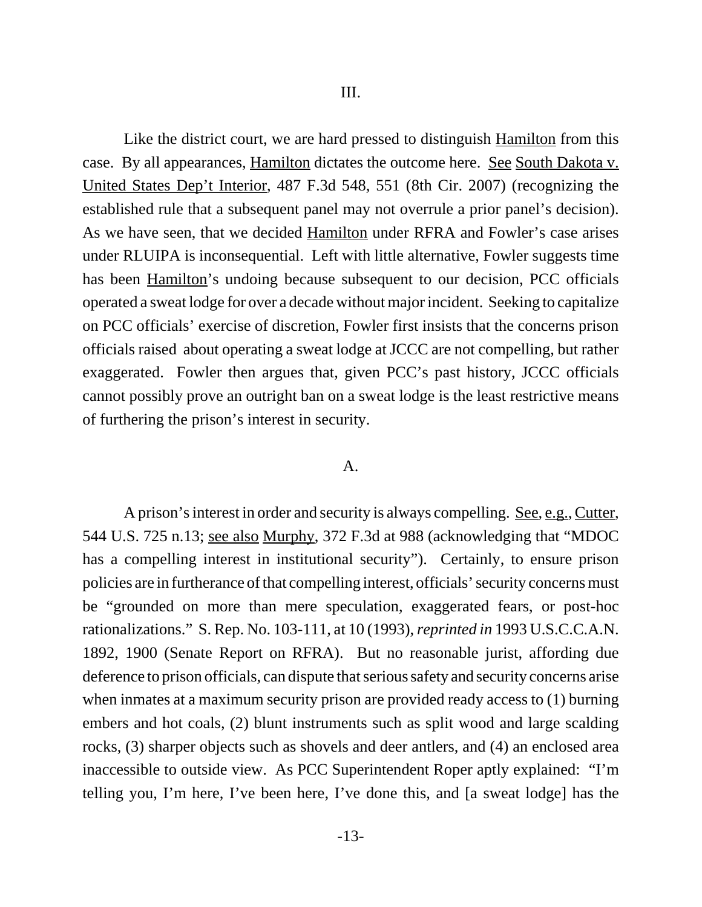## III.

Like the district court, we are hard pressed to distinguish Hamilton from this case. By all appearances, Hamilton dictates the outcome here. See South Dakota v. United States Dep't Interior, 487 F.3d 548, 551 (8th Cir. 2007) (recognizing the established rule that a subsequent panel may not overrule a prior panel's decision). As we have seen, that we decided Hamilton under RFRA and Fowler's case arises under RLUIPA is inconsequential. Left with little alternative, Fowler suggests time has been Hamilton's undoing because subsequent to our decision, PCC officials operated a sweat lodge for over a decade without major incident. Seeking to capitalize on PCC officials' exercise of discretion, Fowler first insists that the concerns prison officials raised about operating a sweat lodge at JCCC are not compelling, but rather exaggerated. Fowler then argues that, given PCC's past history, JCCC officials cannot possibly prove an outright ban on a sweat lodge is the least restrictive means of furthering the prison's interest in security.

### A.

A prison's interest in order and security is always compelling. See, e.g., Cutter, 544 U.S. 725 n.13; see also Murphy, 372 F.3d at 988 (acknowledging that "MDOC has a compelling interest in institutional security"). Certainly, to ensure prison policies are in furtherance of that compelling interest, officials' security concerns must be "grounded on more than mere speculation, exaggerated fears, or post-hoc rationalizations." S. Rep. No. 103-111, at 10 (1993), *reprinted in* 1993 U.S.C.C.A.N. 1892, 1900 (Senate Report on RFRA). But no reasonable jurist, affording due deference to prison officials, can dispute that serious safety and security concerns arise when inmates at a maximum security prison are provided ready access to (1) burning embers and hot coals, (2) blunt instruments such as split wood and large scalding rocks, (3) sharper objects such as shovels and deer antlers, and (4) an enclosed area inaccessible to outside view. As PCC Superintendent Roper aptly explained: "I'm telling you, I'm here, I've been here, I've done this, and [a sweat lodge] has the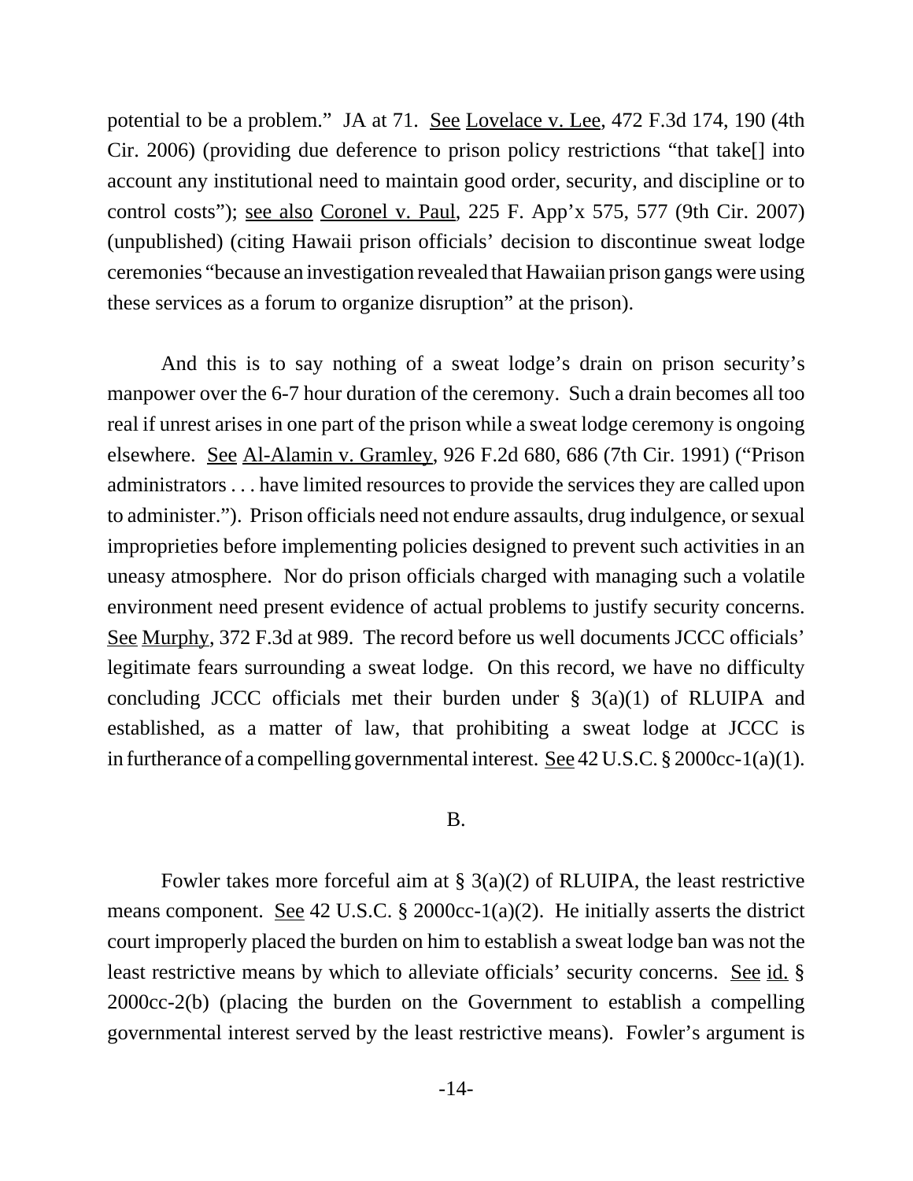potential to be a problem." JA at 71. See Lovelace v. Lee, 472 F.3d 174, 190 (4th Cir. 2006) (providing due deference to prison policy restrictions "that take[] into account any institutional need to maintain good order, security, and discipline or to control costs"); see also Coronel v. Paul, 225 F. App'x 575, 577 (9th Cir. 2007) (unpublished) (citing Hawaii prison officials' decision to discontinue sweat lodge ceremonies "because an investigation revealed that Hawaiian prison gangs were using these services as a forum to organize disruption" at the prison).

And this is to say nothing of a sweat lodge's drain on prison security's manpower over the 6-7 hour duration of the ceremony. Such a drain becomes all too real if unrest arises in one part of the prison while a sweat lodge ceremony is ongoing elsewhere. See Al-Alamin v. Gramley, 926 F.2d 680, 686 (7th Cir. 1991) ("Prison administrators . . . have limited resources to provide the services they are called upon to administer."). Prison officials need not endure assaults, drug indulgence, or sexual improprieties before implementing policies designed to prevent such activities in an uneasy atmosphere. Nor do prison officials charged with managing such a volatile environment need present evidence of actual problems to justify security concerns. See Murphy, 372 F.3d at 989. The record before us well documents JCCC officials' legitimate fears surrounding a sweat lodge. On this record, we have no difficulty concluding JCCC officials met their burden under § 3(a)(1) of RLUIPA and established, as a matter of law, that prohibiting a sweat lodge at JCCC is in furtherance of a compelling governmental interest. See 42 U.S.C. § 2000cc-1(a)(1).

B.

Fowler takes more forceful aim at § 3(a)(2) of RLUIPA, the least restrictive means component. See 42 U.S.C. § 2000cc-1(a)(2). He initially asserts the district court improperly placed the burden on him to establish a sweat lodge ban was not the least restrictive means by which to alleviate officials' security concerns. See id. § 2000cc-2(b) (placing the burden on the Government to establish a compelling governmental interest served by the least restrictive means). Fowler's argument is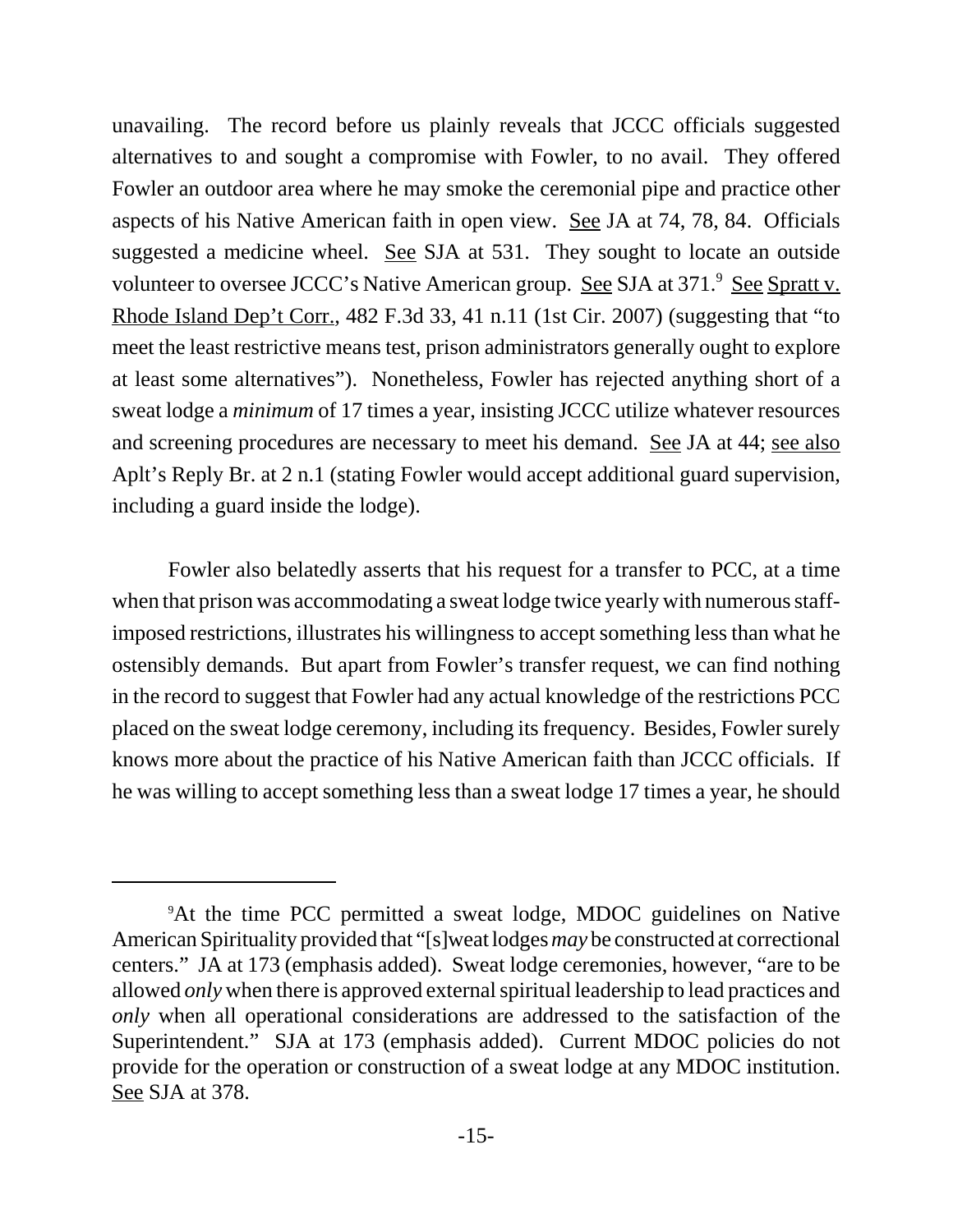unavailing. The record before us plainly reveals that JCCC officials suggested alternatives to and sought a compromise with Fowler, to no avail. They offered Fowler an outdoor area where he may smoke the ceremonial pipe and practice other aspects of his Native American faith in open view. See JA at 74, 78, 84. Officials suggested a medicine wheel. See SJA at 531. They sought to locate an outside volunteer to oversee JCCC's Native American group. See SJA at 371.[9] See Spratt v. Rhode Island Dep't Corr., 482 F.3d 33, 41 n.11 (1st Cir. 2007) (suggesting that "to meet the least restrictive means test, prison administrators generally ought to explore at least some alternatives"). Nonetheless, Fowler has rejected anything short of a sweat lodge a *minimum* of 17 times a year, insisting JCCC utilize whatever resources and screening procedures are necessary to meet his demand. See JA at 44; see also Aplt's Reply Br. at 2 n.1 (stating Fowler would accept additional guard supervision, including a guard inside the lodge).

Fowler also belatedly asserts that his request for a transfer to PCC, at a time when that prison was accommodating a sweat lodge twice yearly with numerous staff-imposed restrictions, illustrates his willingness to accept something less than what he ostensibly demands. But apart from Fowler's transfer request, we can find nothing in the record to suggest that Fowler had any actual knowledge of the restrictions PCC placed on the sweat lodge ceremony, including its frequency. Besides, Fowler surely knows more about the practice of his Native American faith than JCCC officials. If he was willing to accept something less than a sweat lodge 17 times a year, he should

[9] At the time PCC permitted a sweat lodge, MDOC guidelines on Native American Spirituality provided that "[s]weat lodges *may* be constructed at correctional centers." JA at 173 (emphasis added). Sweat lodge ceremonies, however, "are to be allowed *only* when there is approved external spiritual leadership to lead practices and *only* when all operational considerations are addressed to the satisfaction of the Superintendent." SJA at 173 (emphasis added). Current MDOC policies do not provide for the operation or construction of a sweat lodge at any MDOC institution. See SJA at 378.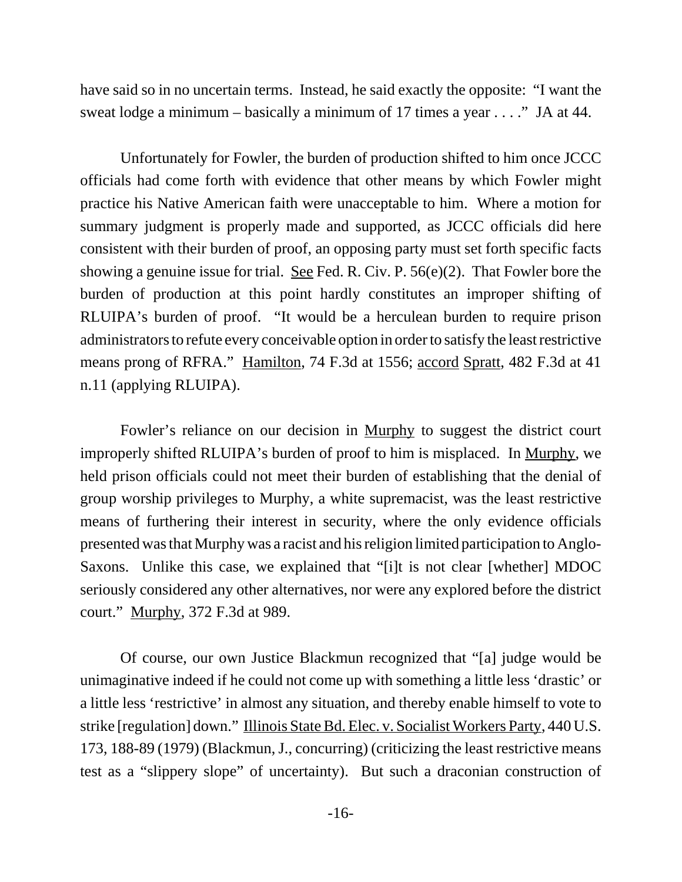have said so in no uncertain terms. Instead, he said exactly the opposite: "I want the sweat lodge a minimum – basically a minimum of 17 times a year . . . ." JA at 44.

Unfortunately for Fowler, the burden of production shifted to him once JCCC officials had come forth with evidence that other means by which Fowler might practice his Native American faith were unacceptable to him. Where a motion for summary judgment is properly made and supported, as JCCC officials did here consistent with their burden of proof, an opposing party must set forth specific facts showing a genuine issue for trial. See Fed. R. Civ. P. 56(e)(2). That Fowler bore the burden of production at this point hardly constitutes an improper shifting of RLUIPA's burden of proof. "It would be a herculean burden to require prison administrators to refute every conceivable option in order to satisfy the least restrictive means prong of RFRA." Hamilton, 74 F.3d at 1556; accord Spratt, 482 F.3d at 41 n.11 (applying RLUIPA).

Fowler's reliance on our decision in Murphy to suggest the district court improperly shifted RLUIPA's burden of proof to him is misplaced. In Murphy, we held prison officials could not meet their burden of establishing that the denial of group worship privileges to Murphy, a white supremacist, was the least restrictive means of furthering their interest in security, where the only evidence officials presented was that Murphy was a racist and his religion limited participation to Anglo-Saxons. Unlike this case, we explained that "[i]t is not clear [whether] MDOC seriously considered any other alternatives, nor were any explored before the district court." Murphy, 372 F.3d at 989.

Of course, our own Justice Blackmun recognized that "[a] judge would be unimaginative indeed if he could not come up with something a little less 'drastic' or a little less 'restrictive' in almost any situation, and thereby enable himself to vote to strike [regulation] down." Illinois State Bd. Elec. v. Socialist Workers Party, 440 U.S. 173, 188-89 (1979) (Blackmun, J., concurring) (criticizing the least restrictive means test as a "slippery slope" of uncertainty). But such a draconian construction of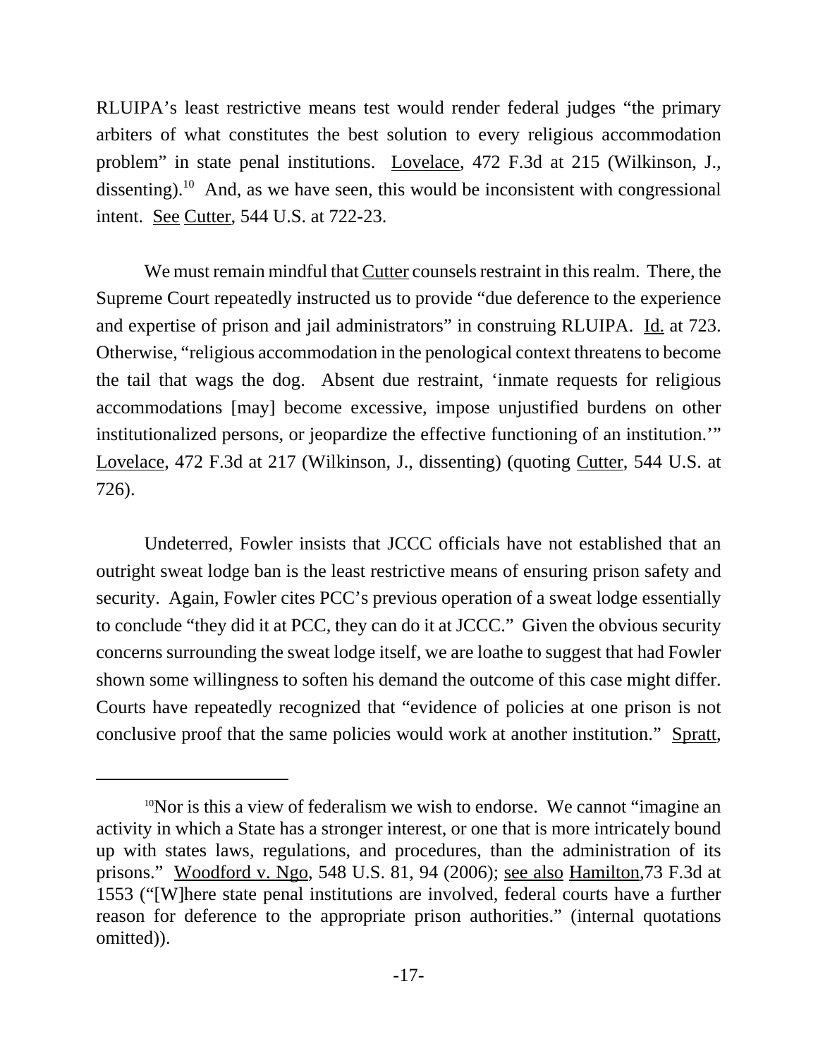RLUIPA's least restrictive means test would render federal judges "the primary arbiters of what constitutes the best solution to every religious accommodation problem" in state penal institutions. Lovelace, 472 F.3d at 215 (Wilkinson, J., dissenting).[10] And, as we have seen, this would be inconsistent with congressional intent. See Cutter, 544 U.S. at 722-23.

We must remain mindful that Cutter counsels restraint in this realm. There, the Supreme Court repeatedly instructed us to provide "due deference to the experience and expertise of prison and jail administrators" in construing RLUIPA. Id. at 723. Otherwise, "religious accommodation in the penological context threatens to become the tail that wags the dog. Absent due restraint, 'inmate requests for religious accommodations [may] become excessive, impose unjustified burdens on other institutionalized persons, or jeopardize the effective functioning of an institution.'" Lovelace, 472 F.3d at 217 (Wilkinson, J., dissenting) (quoting Cutter, 544 U.S. at 726).

Undeterred, Fowler insists that JCCC officials have not established that an outright sweat lodge ban is the least restrictive means of ensuring prison safety and security. Again, Fowler cites PCC's previous operation of a sweat lodge essentially to conclude "they did it at PCC, they can do it at JCCC." Given the obvious security concerns surrounding the sweat lodge itself, we are loathe to suggest that had Fowler shown some willingness to soften his demand the outcome of this case might differ. Courts have repeatedly recognized that "evidence of policies at one prison is not conclusive proof that the same policies would work at another institution." Spratt,

---

[10] Nor is this a view of federalism we wish to endorse. We cannot "imagine an activity in which a State has a stronger interest, or one that is more intricately bound up with states laws, regulations, and procedures, than the administration of its prisons." Woodford v. Ngo, 548 U.S. 81, 94 (2006); see also Hamilton,73 F.3d at 1553 ("[W]here state penal institutions are involved, federal courts have a further reason for deference to the appropriate prison authorities." (internal quotations omitted)).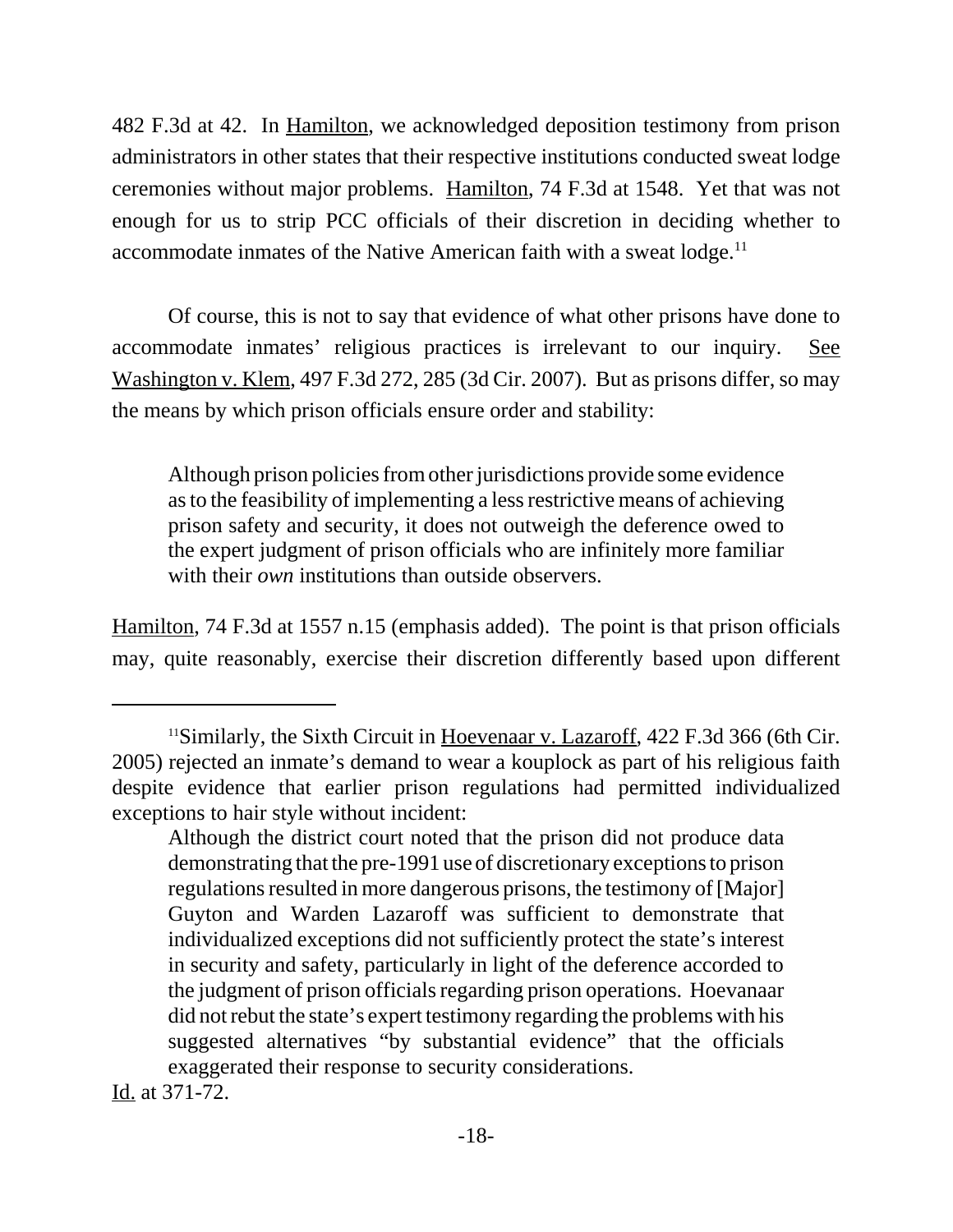482 F.3d at 42. In Hamilton, we acknowledged deposition testimony from prison administrators in other states that their respective institutions conducted sweat lodge ceremonies without major problems. Hamilton, 74 F.3d at 1548. Yet that was not enough for us to strip PCC officials of their discretion in deciding whether to accommodate inmates of the Native American faith with a sweat lodge.[11]

Of course, this is not to say that evidence of what other prisons have done to accommodate inmates' religious practices is irrelevant to our inquiry. See Washington v. Klem, 497 F.3d 272, 285 (3d Cir. 2007). But as prisons differ, so may the means by which prison officials ensure order and stability:

> Although prison policies from other jurisdictions provide some evidence as to the feasibility of implementing a less restrictive means of achieving prison safety and security, it does not outweigh the deference owed to the expert judgment of prison officials who are infinitely more familiar with their *own* institutions than outside observers.

Hamilton, 74 F.3d at 1557 n.15 (emphasis added). The point is that prison officials may, quite reasonably, exercise their discretion differently based upon different

---

[11] Similarly, the Sixth Circuit in Hoevenaar v. Lazaroff, 422 F.3d 366 (6th Cir. 2005) rejected an inmate's demand to wear a kouplock as part of his religious faith despite evidence that earlier prison regulations had permitted individualized exceptions to hair style without incident:

> Although the district court noted that the prison did not produce data demonstrating that the pre-1991 use of discretionary exceptions to prison regulations resulted in more dangerous prisons, the testimony of [Major] Guyton and Warden Lazaroff was sufficient to demonstrate that individualized exceptions did not sufficiently protect the state's interest in security and safety, particularly in light of the deference accorded to the judgment of prison officials regarding prison operations. Hoevanaar did not rebut the state's expert testimony regarding the problems with his suggested alternatives "by substantial evidence" that the officials exaggerated their response to security considerations.

Id. at 371-72.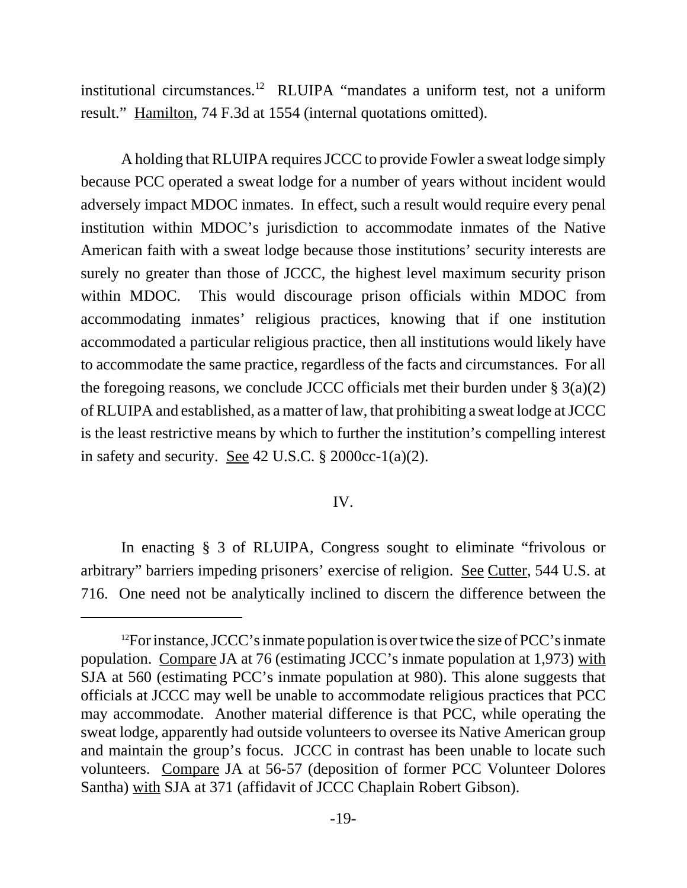institutional circumstances.[12] RLUIPA "mandates a uniform test, not a uniform result." Hamilton, 74 F.3d at 1554 (internal quotations omitted).

A holding that RLUIPA requires JCCC to provide Fowler a sweat lodge simply because PCC operated a sweat lodge for a number of years without incident would adversely impact MDOC inmates. In effect, such a result would require every penal institution within MDOC's jurisdiction to accommodate inmates of the Native American faith with a sweat lodge because those institutions' security interests are surely no greater than those of JCCC, the highest level maximum security prison within MDOC. This would discourage prison officials within MDOC from accommodating inmates' religious practices, knowing that if one institution accommodated a particular religious practice, then all institutions would likely have to accommodate the same practice, regardless of the facts and circumstances. For all the foregoing reasons, we conclude JCCC officials met their burden under § 3(a)(2) of RLUIPA and established, as a matter of law, that prohibiting a sweat lodge at JCCC is the least restrictive means by which to further the institution's compelling interest in safety and security. See 42 U.S.C. § 2000cc-1(a)(2).

## IV.

In enacting § 3 of RLUIPA, Congress sought to eliminate "frivolous or arbitrary" barriers impeding prisoners' exercise of religion. See Cutter, 544 U.S. at 716. One need not be analytically inclined to discern the difference between the

---

[12]For instance, JCCC's inmate population is over twice the size of PCC's inmate population. Compare JA at 76 (estimating JCCC's inmate population at 1,973) with SJA at 560 (estimating PCC's inmate population at 980). This alone suggests that officials at JCCC may well be unable to accommodate religious practices that PCC may accommodate. Another material difference is that PCC, while operating the sweat lodge, apparently had outside volunteers to oversee its Native American group and maintain the group's focus. JCCC in contrast has been unable to locate such volunteers. Compare JA at 56-57 (deposition of former PCC Volunteer Dolores Santha) with SJA at 371 (affidavit of JCCC Chaplain Robert Gibson).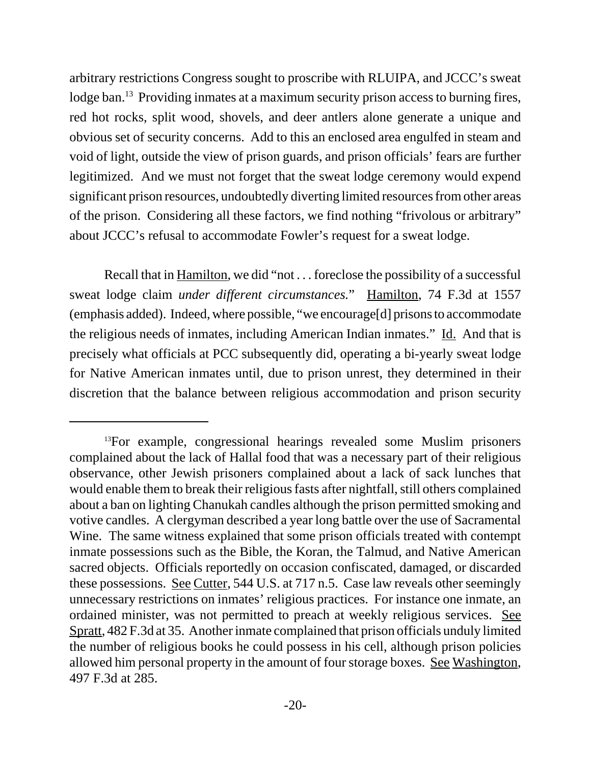arbitrary restrictions Congress sought to proscribe with RLUIPA, and JCCC's sweat lodge ban.[13] Providing inmates at a maximum security prison access to burning fires, red hot rocks, split wood, shovels, and deer antlers alone generate a unique and obvious set of security concerns. Add to this an enclosed area engulfed in steam and void of light, outside the view of prison guards, and prison officials' fears are further legitimized. And we must not forget that the sweat lodge ceremony would expend significant prison resources, undoubtedly diverting limited resources from other areas of the prison. Considering all these factors, we find nothing "frivolous or arbitrary" about JCCC's refusal to accommodate Fowler's request for a sweat lodge.

Recall that in Hamilton, we did "not . . . foreclose the possibility of a successful sweat lodge claim *under different circumstances.*" Hamilton, 74 F.3d at 1557 (emphasis added). Indeed, where possible, "we encourage[d] prisons to accommodate the religious needs of inmates, including American Indian inmates." Id. And that is precisely what officials at PCC subsequently did, operating a bi-yearly sweat lodge for Native American inmates until, due to prison unrest, they determined in their discretion that the balance between religious accommodation and prison security

---

[13]For example, congressional hearings revealed some Muslim prisoners complained about the lack of Hallal food that was a necessary part of their religious observance, other Jewish prisoners complained about a lack of sack lunches that would enable them to break their religious fasts after nightfall, still others complained about a ban on lighting Chanukah candles although the prison permitted smoking and votive candles. A clergyman described a year long battle over the use of Sacramental Wine. The same witness explained that some prison officials treated with contempt inmate possessions such as the Bible, the Koran, the Talmud, and Native American sacred objects. Officials reportedly on occasion confiscated, damaged, or discarded these possessions. See Cutter, 544 U.S. at 717 n.5. Case law reveals other seemingly unnecessary restrictions on inmates' religious practices. For instance one inmate, an ordained minister, was not permitted to preach at weekly religious services. See Spratt, 482 F.3d at 35. Another inmate complained that prison officials unduly limited the number of religious books he could possess in his cell, although prison policies allowed him personal property in the amount of four storage boxes. See Washington, 497 F.3d at 285.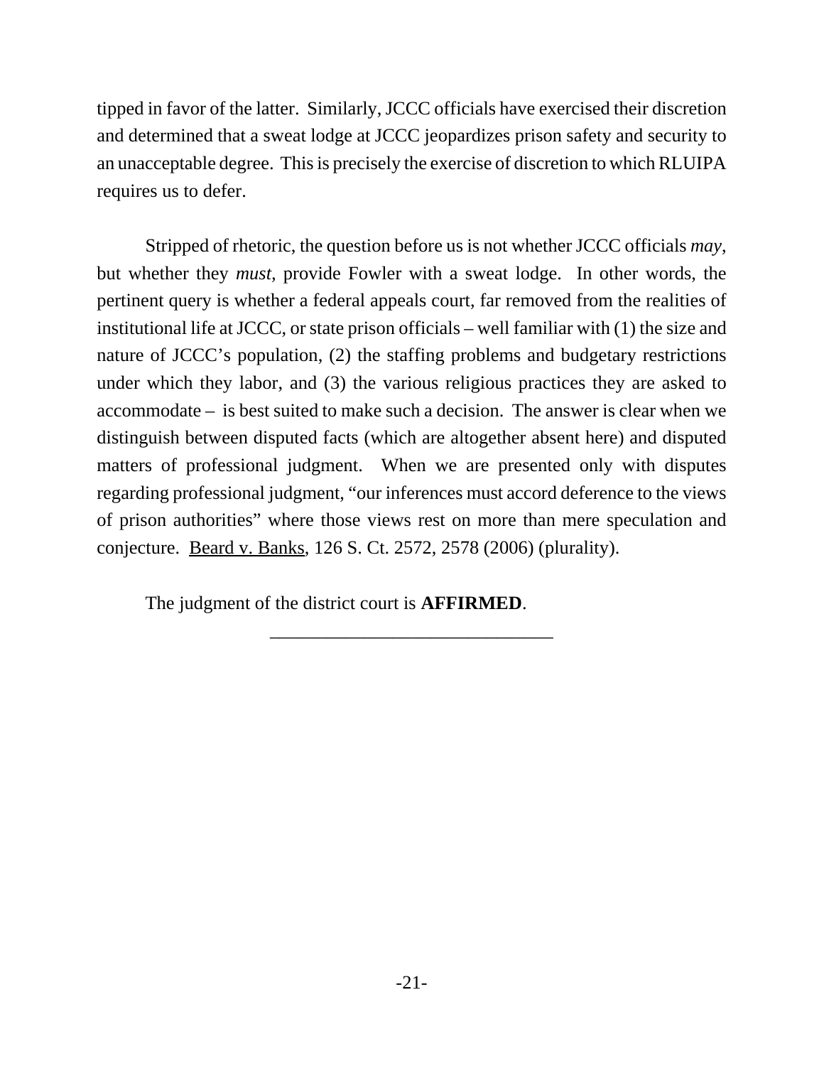tipped in favor of the latter. Similarly, JCCC officials have exercised their discretion and determined that a sweat lodge at JCCC jeopardizes prison safety and security to an unacceptable degree. This is precisely the exercise of discretion to which RLUIPA requires us to defer.

Stripped of rhetoric, the question before us is not whether JCCC officials *may*, but whether they *must,* provide Fowler with a sweat lodge. In other words, the pertinent query is whether a federal appeals court, far removed from the realities of institutional life at JCCC, or state prison officials – well familiar with (1) the size and nature of JCCC's population, (2) the staffing problems and budgetary restrictions under which they labor, and (3) the various religious practices they are asked to accommodate – is best suited to make such a decision. The answer is clear when we distinguish between disputed facts (which are altogether absent here) and disputed matters of professional judgment. When we are presented only with disputes regarding professional judgment, "our inferences must accord deference to the views of prison authorities" where those views rest on more than mere speculation and conjecture. Beard v. Banks, 126 S. Ct. 2572, 2578 (2006) (plurality).

The judgment of the district court is **AFFIRMED**.

______________________________